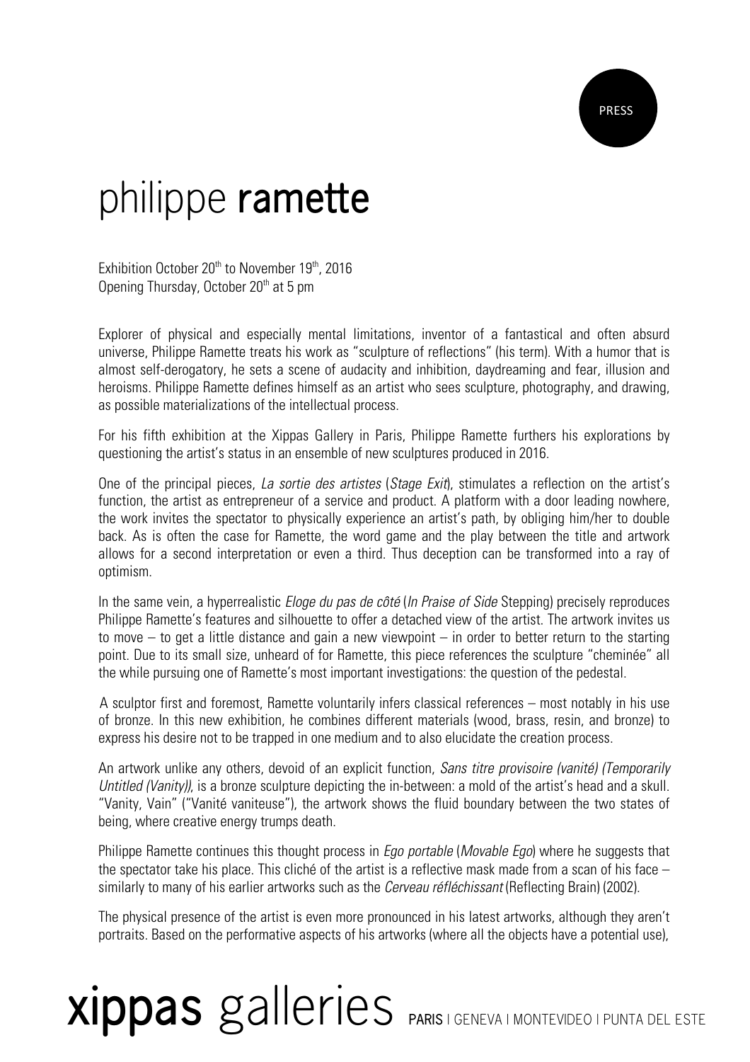PRESS

# philippe **ramette**

Exhibition October 20th to November 19th, 2016
Opening Thursday, October 20th at 5 pm

Explorer of physical and especially mental limitations, inventor of a fantastical and often absurd universe, Philippe Ramette treats his work as "sculpture of reflections" (his term). With a humor that is almost self-derogatory, he sets a scene of audacity and inhibition, daydreaming and fear, illusion and heroisms. Philippe Ramette defines himself as an artist who sees sculpture, photography, and drawing, as possible materializations of the intellectual process.

For his fifth exhibition at the Xippas Gallery in Paris, Philippe Ramette furthers his explorations by questioning the artist's status in an ensemble of new sculptures produced in 2016.

One of the principal pieces, *La sortie des artistes* (*Stage Exit*), stimulates a reflection on the artist's function, the artist as entrepreneur of a service and product. A platform with a door leading nowhere, the work invites the spectator to physically experience an artist's path, by obliging him/her to double back. As is often the case for Ramette, the word game and the play between the title and artwork allows for a second interpretation or even a third. Thus deception can be transformed into a ray of optimism.

In the same vein, a hyperrealistic *Eloge du pas de côté* (*In Praise of Side* Stepping) precisely reproduces Philippe Ramette's features and silhouette to offer a detached view of the artist. The artwork invites us to move – to get a little distance and gain a new viewpoint – in order to better return to the starting point. Due to its small size, unheard of for Ramette, this piece references the sculpture "cheminée" all the while pursuing one of Ramette's most important investigations: the question of the pedestal.

A sculptor first and foremost, Ramette voluntarily infers classical references – most notably in his use of bronze. In this new exhibition, he combines different materials (wood, brass, resin, and bronze) to express his desire not to be trapped in one medium and to also elucidate the creation process.

An artwork unlike any others, devoid of an explicit function, *Sans titre provisoire (vanité) (Temporarily Untitled (Vanity))*, is a bronze sculpture depicting the in-between: a mold of the artist's head and a skull. "Vanity, Vain" ("Vanité vaniteuse"), the artwork shows the fluid boundary between the two states of being, where creative energy trumps death.

Philippe Ramette continues this thought process in *Ego portable* (*Movable Ego*) where he suggests that the spectator take his place. This cliché of the artist is a reflective mask made from a scan of his face – similarly to many of his earlier artworks such as the *Cerveau réfléchissant* (Reflecting Brain) (2002).

The physical presence of the artist is even more pronounced in his latest artworks, although they aren't portraits. Based on the performative aspects of his artworks (where all the objects have a potential use),

**xippas** galleries **PARIS** | GENEVA | MONTEVIDEO | PUNTA DEL ESTE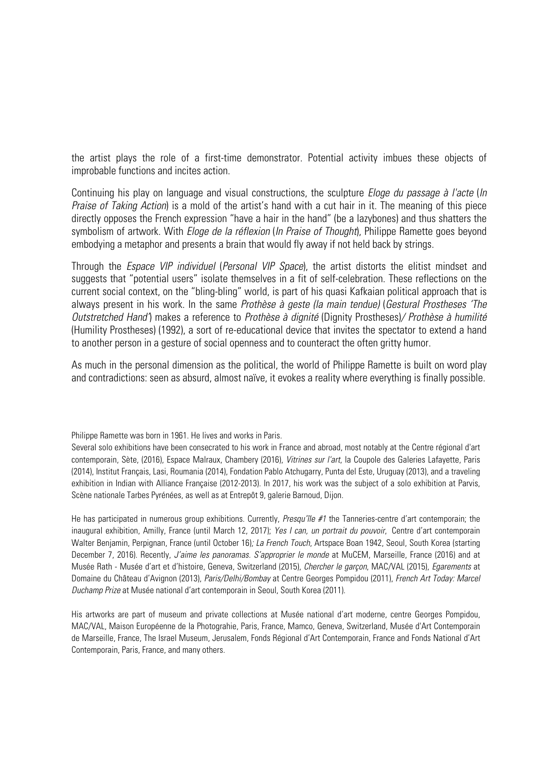the artist plays the role of a first-time demonstrator. Potential activity imbues these objects of improbable functions and incites action.

Continuing his play on language and visual constructions, the sculpture *Eloge du passage à l'acte* (*In Praise of Taking Action*) is a mold of the artist's hand with a cut hair in it. The meaning of this piece directly opposes the French expression "have a hair in the hand" (be a lazybones) and thus shatters the symbolism of artwork. With *Eloge de la réflexion* (*In Praise of Thought*), Philippe Ramette goes beyond embodying a metaphor and presents a brain that would fly away if not held back by strings.

Through the *Espace VIP individuel* (*Personal VIP Space*), the artist distorts the elitist mindset and suggests that "potential users" isolate themselves in a fit of self-celebration. These reflections on the current social context, on the "bling-bling" world, is part of his quasi Kafkaian political approach that is always present in his work. In the same *Prothèse à geste (la main tendue)* (*Gestural Prostheses 'The Outstretched Hand'*) makes a reference to *Prothèse à dignité* (Dignity Prostheses)*/ Prothèse à humilité* (Humility Prostheses) (1992), a sort of re-educational device that invites the spectator to extend a hand to another person in a gesture of social openness and to counteract the often gritty humor.

As much in the personal dimension as the political, the world of Philippe Ramette is built on word play and contradictions: seen as absurd, almost naïve, it evokes a reality where everything is finally possible.

Philippe Ramette was born in 1961. He lives and works in Paris.
Several solo exhibitions have been consecrated to his work in France and abroad, most notably at the Centre régional d'art contemporain, Sète, (2016), Espace Malraux, Chambery (2016), *Vitrines sur l'art*, la Coupole des Galeries Lafayette, Paris (2014), Institut Français, Lasi, Roumania (2014), Fondation Pablo Atchugarry, Punta del Este, Uruguay (2013), and a traveling exhibition in Indian with Alliance Française (2012-2013). In 2017, his work was the subject of a solo exhibition at Parvis, Scène nationale Tarbes Pyrénées, as well as at Entrepôt 9, galerie Barnoud, Dijon.

He has participated in numerous group exhibitions. Currently, *Presqu'île #1* the Tanneries-centre d'art contemporain; the inaugural exhibition, Amilly, France (until March 12, 2017); *Yes I can, un portrait du pouvoir*, Centre d'art contemporain Walter Benjamin, Perpignan, France (until October 16)*; La French Touch*, Artspace Boan 1942, Seoul, South Korea (starting December 7, 2016). Recently, *J'aime les panoramas. S'approprier le monde* at MuCEM, Marseille, France (2016) and at Musée Rath - Musée d'art et d'histoire, Geneva, Switzerland (2015), *Chercher le garçon*, MAC/VAL (2015), *Egarements* at Domaine du Château d'Avignon (2013), *Paris/Delhi/Bombay* at Centre Georges Pompidou (2011), *French Art Today: Marcel Duchamp Prize* at Musée national d'art contemporain in Seoul, South Korea (2011).

His artworks are part of museum and private collections at Musée national d'art moderne, centre Georges Pompidou, MAC/VAL, Maison Européenne de la Photograhie, Paris, France, Mamco, Geneva, Switzerland, Musée d'Art Contemporain de Marseille, France, The Israel Museum, Jerusalem, Fonds Régional d'Art Contemporain, France and Fonds National d'Art Contemporain, Paris, France, and many others.